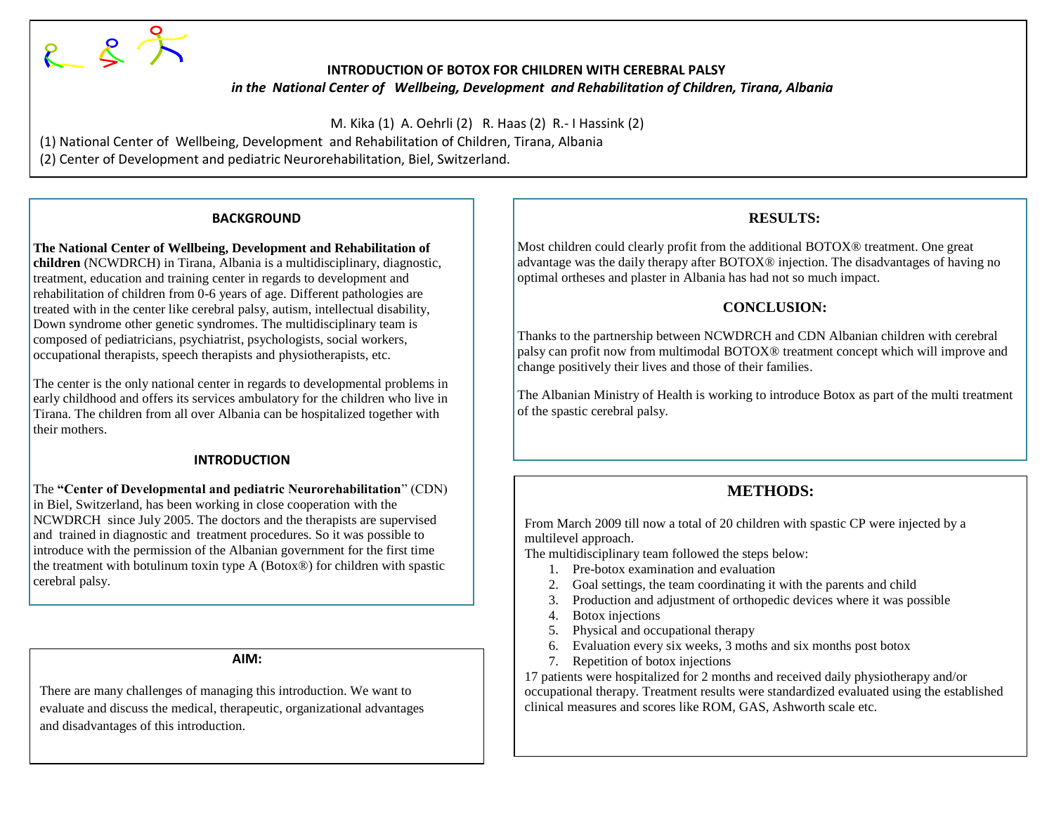# INTRODUCTION OF BOTOX FOR CHILDREN WITH CEREBRAL PALSY

*in the National Center of Wellbeing, Development and Rehabilitation of Children, Tirana, Albania*

M. Kika (1) A. Oehrli (2) R. Haas (2) R.- I Hassink (2)

(1) National Center of Wellbeing, Development and Rehabilitation of Children, Tirana, Albania

(2) Center of Development and pediatric Neurorehabilitation, Biel, Switzerland.

## BACKGROUND

**The National Center of Wellbeing, Development and Rehabilitation of children** (NCWDRCH) in Tirana, Albania is a multidisciplinary, diagnostic, treatment, education and training center in regards to development and rehabilitation of children from 0-6 years of age. Different pathologies are treated with in the center like cerebral palsy, autism, intellectual disability, Down syndrome other genetic syndromes. The multidisciplinary team is composed of pediatricians, psychiatrist, psychologists, social workers, occupational therapists, speech therapists and physiotherapists, etc.

The center is the only national center in regards to developmental problems in early childhood and offers its services ambulatory for the children who live in Tirana. The children from all over Albania can be hospitalized together with their mothers.

## INTRODUCTION

The **"Center of Developmental and pediatric Neurorehabilitation**" (CDN) in Biel, Switzerland, has been working in close cooperation with the NCWDRCH since July 2005. The doctors and the therapists are supervised and trained in diagnostic and treatment procedures. So it was possible to introduce with the permission of the Albanian government for the first time the treatment with botulinum toxin type A (Botox®) for children with spastic cerebral palsy.

## AIM:

There are many challenges of managing this introduction. We want to evaluate and discuss the medical, therapeutic, organizational advantages and disadvantages of this introduction.

## METHODS:

From March 2009 till now a total of 20 children with spastic CP were injected by a multilevel approach.

The multidisciplinary team followed the steps below:

1. Pre-botox examination and evaluation
2. Goal settings, the team coordinating it with the parents and child
3. Production and adjustment of orthopedic devices where it was possible
4. Botox injections
5. Physical and occupational therapy
6. Evaluation every six weeks, 3 moths and six months post botox
7. Repetition of botox injections

17 patients were hospitalized for 2 months and received daily physiotherapy and/or occupational therapy. Treatment results were standardized evaluated using the established clinical measures and scores like ROM, GAS, Ashworth scale etc.

## RESULTS:

Most children could clearly profit from the additional BOTOX® treatment. One great advantage was the daily therapy after BOTOX® injection. The disadvantages of having no optimal ortheses and plaster in Albania has had not so much impact.

## CONCLUSION:

Thanks to the partnership between NCWDRCH and CDN Albanian children with cerebral palsy can profit now from multimodal BOTOX® treatment concept which will improve and change positively their lives and those of their families.

The Albanian Ministry of Health is working to introduce Botox as part of the multi treatment of the spastic cerebral palsy.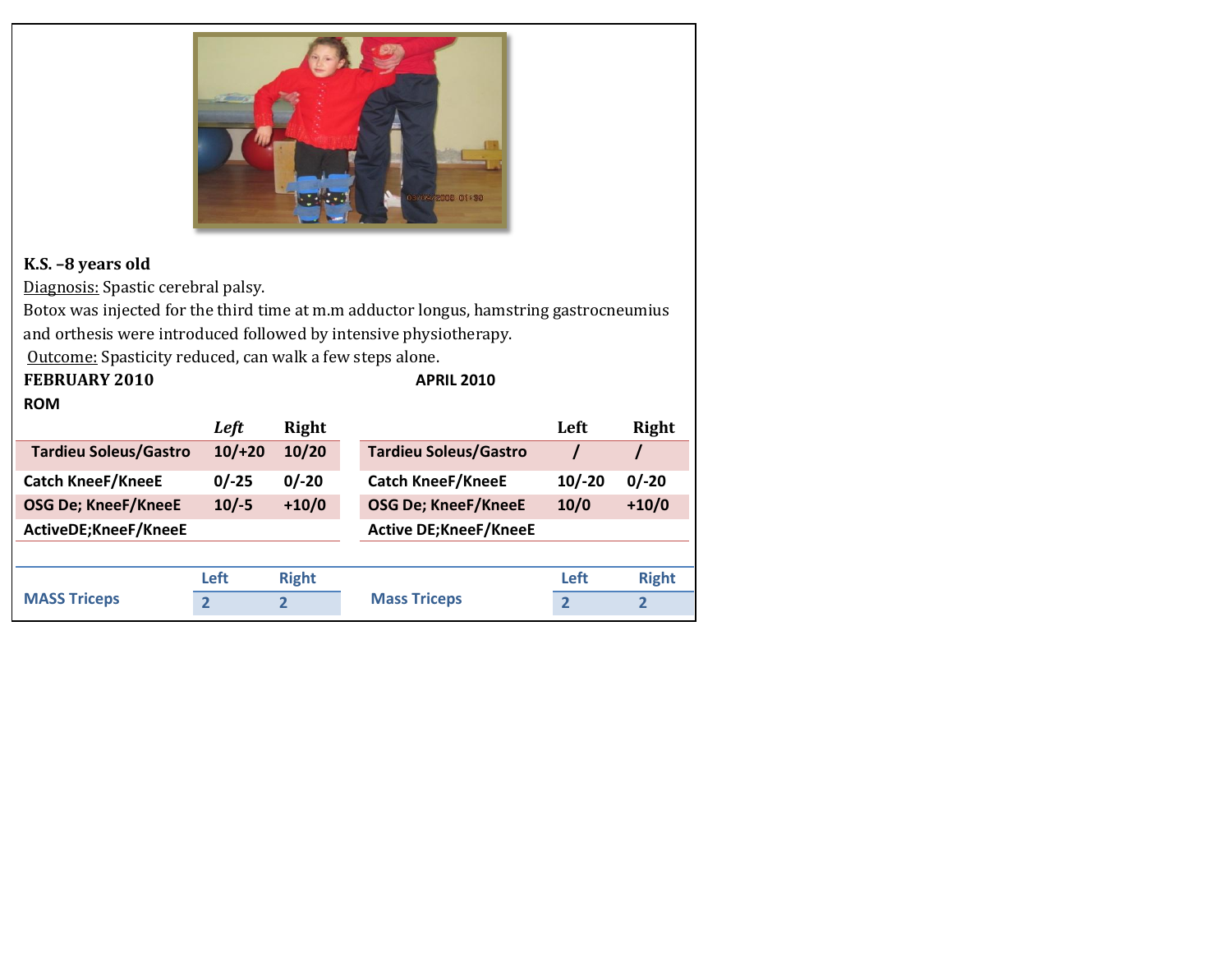**K.S. –8 years old**

Diagnosis: Spastic cerebral palsy.

Botox was injected for the third time at m.m adductor longus, hamstring gastrocneumius and orthesis were introduced followed by intensive physiotherapy.

Outcome: Spasticity reduced, can walk a few steps alone.

**FEBRUARY 2010**

**ROM**

| | *Left* | Right |
|---|---|---|
| Tardieu Soleus/Gastro | 10/+20 | 10/20 |
| Catch KneeF/KneeE | 0/-25 | 0/-20 |
| OSG De; KneeF/KneeE | 10/-5 | +10/0 |
| ActiveDE;KneeF/KneeE | | |

| | Left | Right |
|---|---|---|
| MASS Triceps | 2 | 2 |

**APRIL 2010**

| | Left | Right |
|---|---|---|
| Tardieu Soleus/Gastro | / | / |
| Catch KneeF/KneeE | 10/-20 | 0/-20 |
| OSG De; KneeF/KneeE | 10/0 | +10/0 |
| Active DE;KneeF/KneeE | | |

| | Left | Right |
|---|---|---|
| Mass Triceps | 2 | 2 |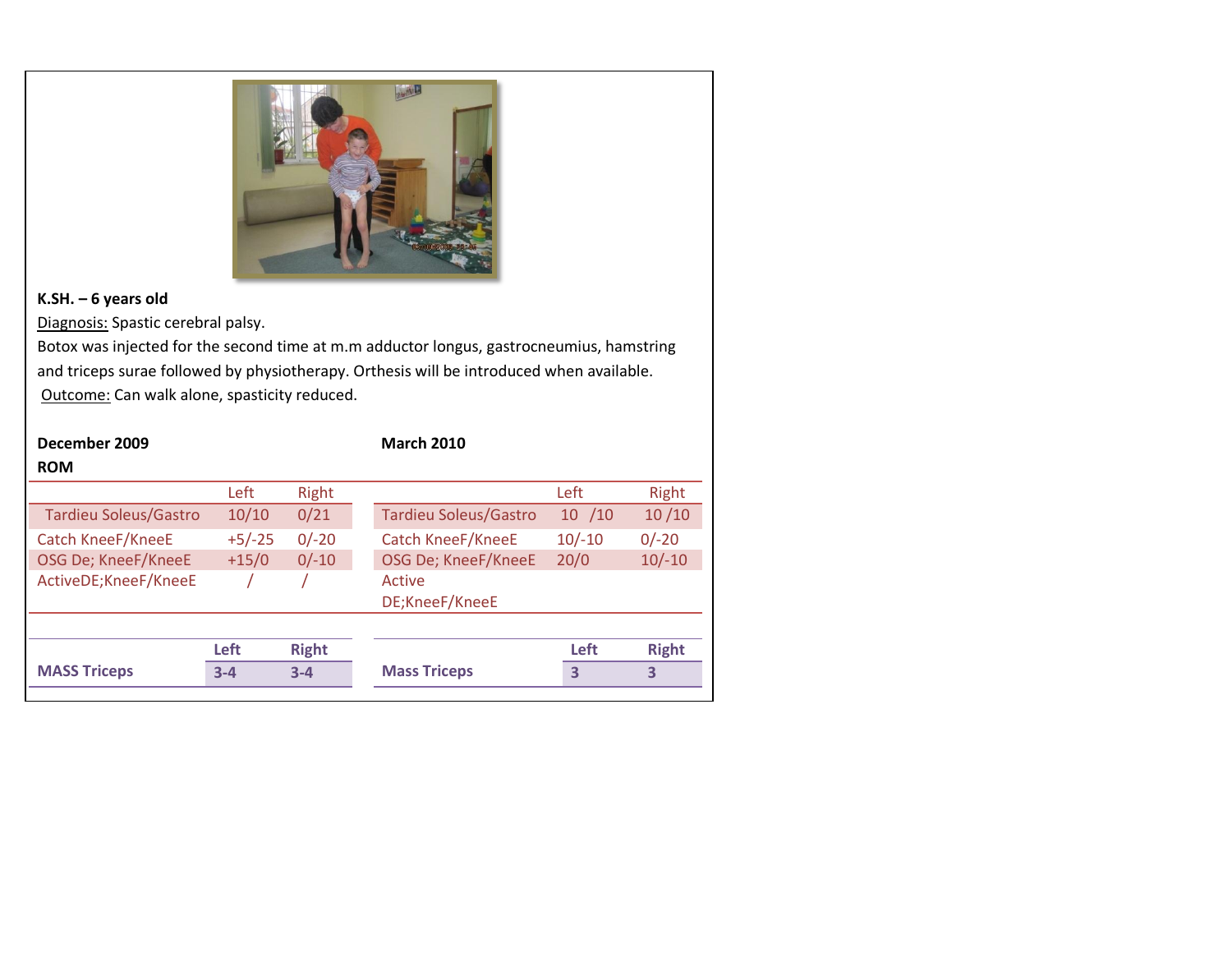**K.SH. – 6 years old**

Diagnosis: Spastic cerebral palsy.

Botox was injected for the second time at m.m adductor longus, gastrocneumius, hamstring and triceps surae followed by physiotherapy. Orthesis will be introduced when available.

Outcome: Can walk alone, spasticity reduced.

**December 2009**

**ROM**

| | Left | Right |
|---|---|---|
| Tardieu Soleus/Gastro | 10/10 | 0/21 |
| Catch KneeF/KneeE | +5/-25 | 0/-20 |
| OSG De; KneeF/KneeE | +15/0 | 0/-10 |
| ActiveDE;KneeF/KneeE | / | / |

| | Left | Right |
|---|---|---|
| MASS Triceps | 3-4 | 3-4 |

**March 2010**

| | Left | Right |
|---|---|---|
| Tardieu Soleus/Gastro | 10 /10 | 10 /10 |
| Catch KneeF/KneeE | 10/-10 | 0/-20 |
| OSG De; KneeF/KneeE | 20/0 | 10/-10 |
| Active DE;KneeF/KneeE | | |

| | Left | Right |
|---|---|---|
| Mass Triceps | 3 | 3 |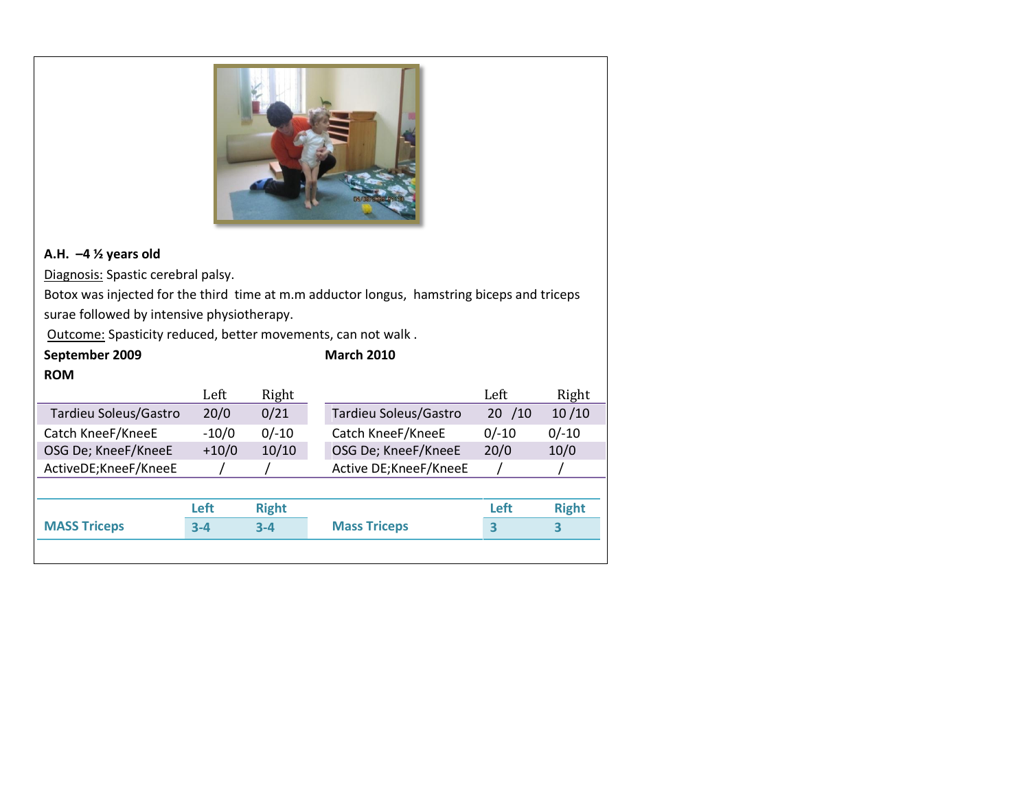**A.H. –4 ½ years old**

Diagnosis: Spastic cerebral palsy.

Botox was injected for the third time at m.m adductor longus, hamstring biceps and triceps surae followed by intensive physiotherapy.

Outcome: Spasticity reduced, better movements, can not walk .

**September 2009**

**ROM**

| | Left | Right |
|---|---|---|
| Tardieu Soleus/Gastro | 20/0 | 0/21 |
| Catch KneeF/KneeE | -10/0 | 0/-10 |
| OSG De; KneeF/KneeE | +10/0 | 10/10 |
| ActiveDE;KneeF/KneeE | / | / |

| | Left | Right |
|---|---|---|
| **MASS Triceps** | **3-4** | **3-4** |

**March 2010**

| | Left | Right |
|---|---|---|
| Tardieu Soleus/Gastro | 20 /10 | 10 /10 |
| Catch KneeF/KneeE | 0/-10 | 0/-10 |
| OSG De; KneeF/KneeE | 20/0 | 10/0 |
| Active DE;KneeF/KneeE | / | / |

| | Left | Right |
|---|---|---|
| **Mass Triceps** | **3** | **3** |